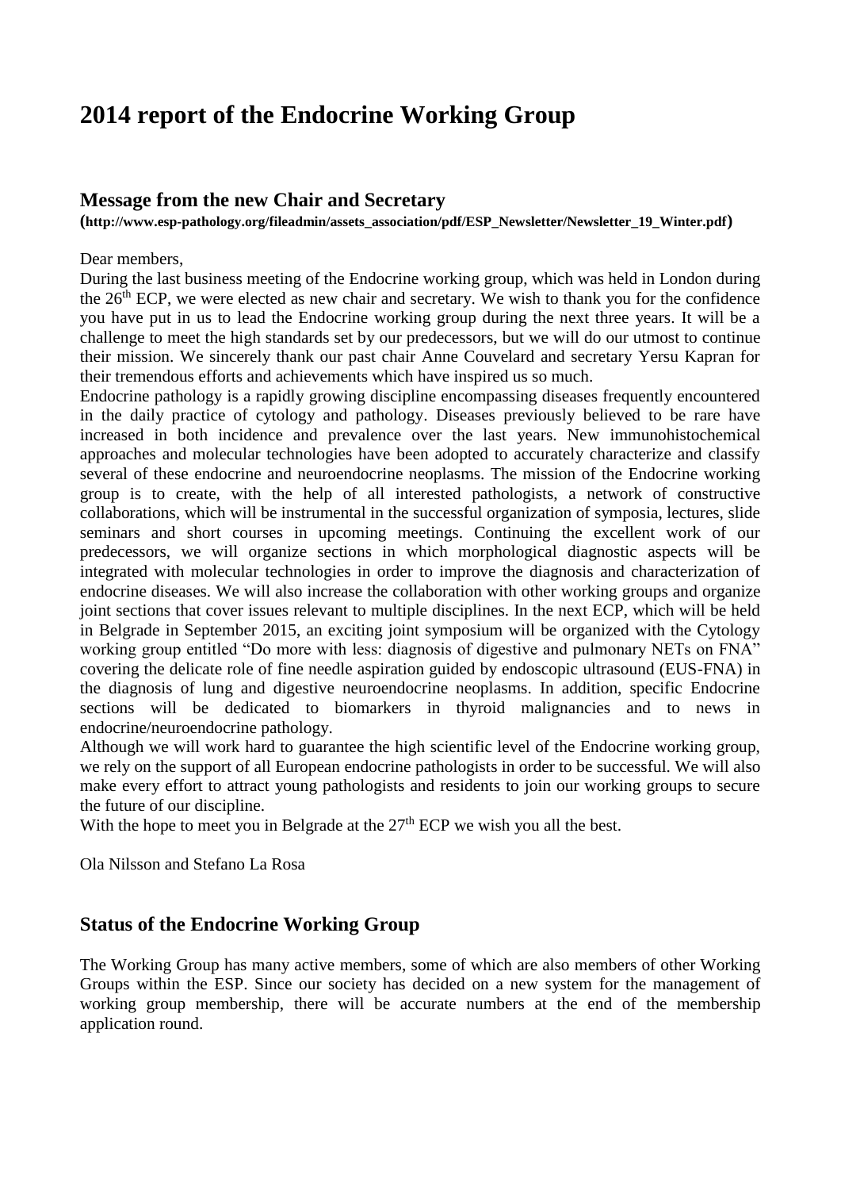# 2014 report of the Endocrine Working Group

## Message from the new Chair and Secretary

**(http://www.esp-pathology.org/fileadmin/assets_association/pdf/ESP_Newsletter/Newsletter_19_Winter.pdf)**

Dear members,

During the last business meeting of the Endocrine working group, which was held in London during the 26th ECP, we were elected as new chair and secretary. We wish to thank you for the confidence you have put in us to lead the Endocrine working group during the next three years. It will be a challenge to meet the high standards set by our predecessors, but we will do our utmost to continue their mission. We sincerely thank our past chair Anne Couvelard and secretary Yersu Kapran for their tremendous efforts and achievements which have inspired us so much.

Endocrine pathology is a rapidly growing discipline encompassing diseases frequently encountered in the daily practice of cytology and pathology. Diseases previously believed to be rare have increased in both incidence and prevalence over the last years. New immunohistochemical approaches and molecular technologies have been adopted to accurately characterize and classify several of these endocrine and neuroendocrine neoplasms. The mission of the Endocrine working group is to create, with the help of all interested pathologists, a network of constructive collaborations, which will be instrumental in the successful organization of symposia, lectures, slide seminars and short courses in upcoming meetings. Continuing the excellent work of our predecessors, we will organize sections in which morphological diagnostic aspects will be integrated with molecular technologies in order to improve the diagnosis and characterization of endocrine diseases. We will also increase the collaboration with other working groups and organize joint sections that cover issues relevant to multiple disciplines. In the next ECP, which will be held in Belgrade in September 2015, an exciting joint symposium will be organized with the Cytology working group entitled "Do more with less: diagnosis of digestive and pulmonary NETs on FNA" covering the delicate role of fine needle aspiration guided by endoscopic ultrasound (EUS-FNA) in the diagnosis of lung and digestive neuroendocrine neoplasms. In addition, specific Endocrine sections will be dedicated to biomarkers in thyroid malignancies and to news in endocrine/neuroendocrine pathology.

Although we will work hard to guarantee the high scientific level of the Endocrine working group, we rely on the support of all European endocrine pathologists in order to be successful. We will also make every effort to attract young pathologists and residents to join our working groups to secure the future of our discipline.

With the hope to meet you in Belgrade at the 27th ECP we wish you all the best.

Ola Nilsson and Stefano La Rosa

## Status of the Endocrine Working Group

The Working Group has many active members, some of which are also members of other Working Groups within the ESP. Since our society has decided on a new system for the management of working group membership, there will be accurate numbers at the end of the membership application round.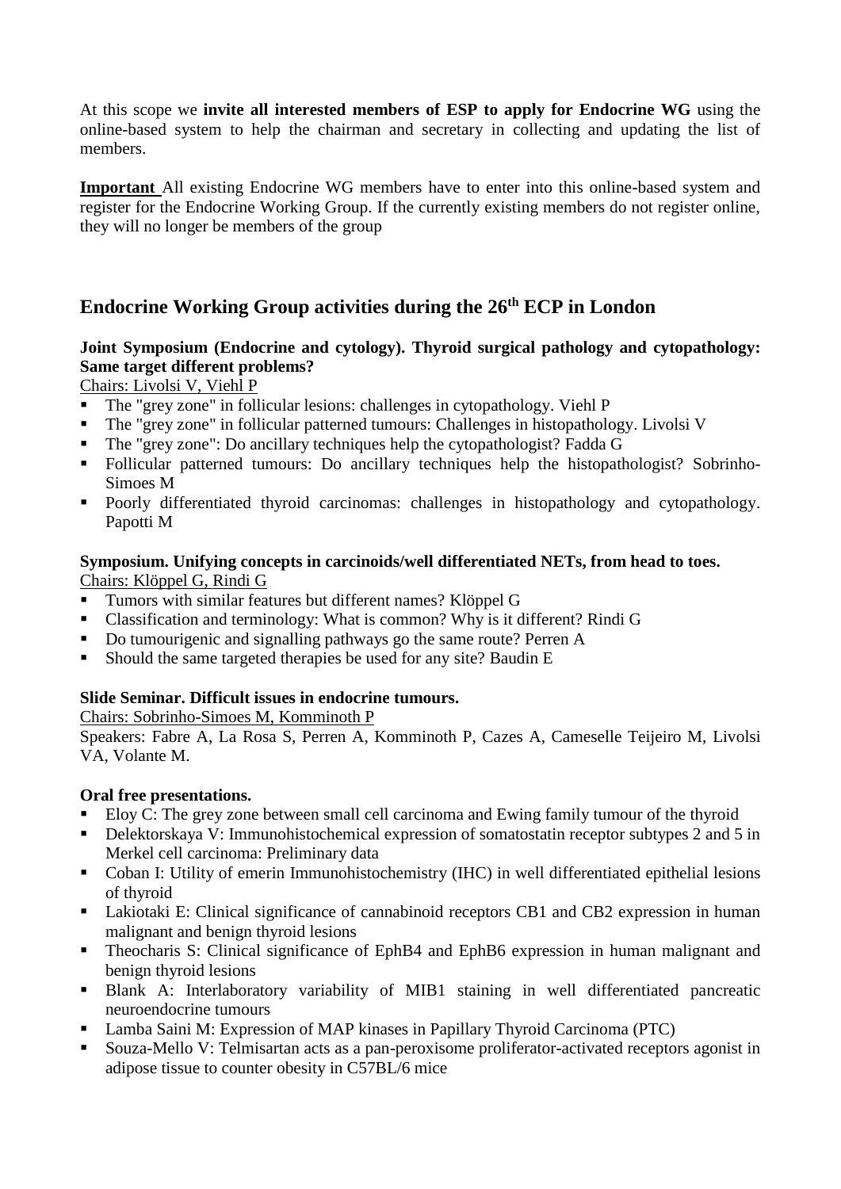At this scope we **invite all interested members of ESP to apply for Endocrine WG** using the online-based system to help the chairman and secretary in collecting and updating the list of members.

**Important** All existing Endocrine WG members have to enter into this online-based system and register for the Endocrine Working Group. If the currently existing members do not register online, they will no longer be members of the group

## Endocrine Working Group activities during the 26th ECP in London

### Joint Symposium (Endocrine and cytology). Thyroid surgical pathology and cytopathology: Same target different problems?

Chairs: Livolsi V, Viehl P

- The "grey zone" in follicular lesions: challenges in cytopathology. Viehl P
- The "grey zone" in follicular patterned tumours: Challenges in histopathology. Livolsi V
- The "grey zone": Do ancillary techniques help the cytopathologist? Fadda G
- Follicular patterned tumours: Do ancillary techniques help the histopathologist? Sobrinho-Simoes M
- Poorly differentiated thyroid carcinomas: challenges in histopathology and cytopathology. Papotti M

### Symposium. Unifying concepts in carcinoids/well differentiated NETs, from head to toes.

Chairs: Klöppel G, Rindi G

- Tumors with similar features but different names? Klöppel G
- Classification and terminology: What is common? Why is it different? Rindi G
- Do tumourigenic and signalling pathways go the same route? Perren A
- Should the same targeted therapies be used for any site? Baudin E

### Slide Seminar. Difficult issues in endocrine tumours.

Chairs: Sobrinho-Simoes M, Komminoth P

Speakers: Fabre A, La Rosa S, Perren A, Komminoth P, Cazes A, Cameselle Teijeiro M, Livolsi VA, Volante M.

### Oral free presentations.

- Eloy C: The grey zone between small cell carcinoma and Ewing family tumour of the thyroid
- Delektorskaya V: Immunohistochemical expression of somatostatin receptor subtypes 2 and 5 in Merkel cell carcinoma: Preliminary data
- Coban I: Utility of emerin Immunohistochemistry (IHC) in well differentiated epithelial lesions of thyroid
- Lakiotaki E: Clinical significance of cannabinoid receptors CB1 and CB2 expression in human malignant and benign thyroid lesions
- Theocharis S: Clinical significance of EphB4 and EphB6 expression in human malignant and benign thyroid lesions
- Blank A: Interlaboratory variability of MIB1 staining in well differentiated pancreatic neuroendocrine tumours
- Lamba Saini M: Expression of MAP kinases in Papillary Thyroid Carcinoma (PTC)
- Souza-Mello V: Telmisartan acts as a pan-peroxisome proliferator-activated receptors agonist in adipose tissue to counter obesity in C57BL/6 mice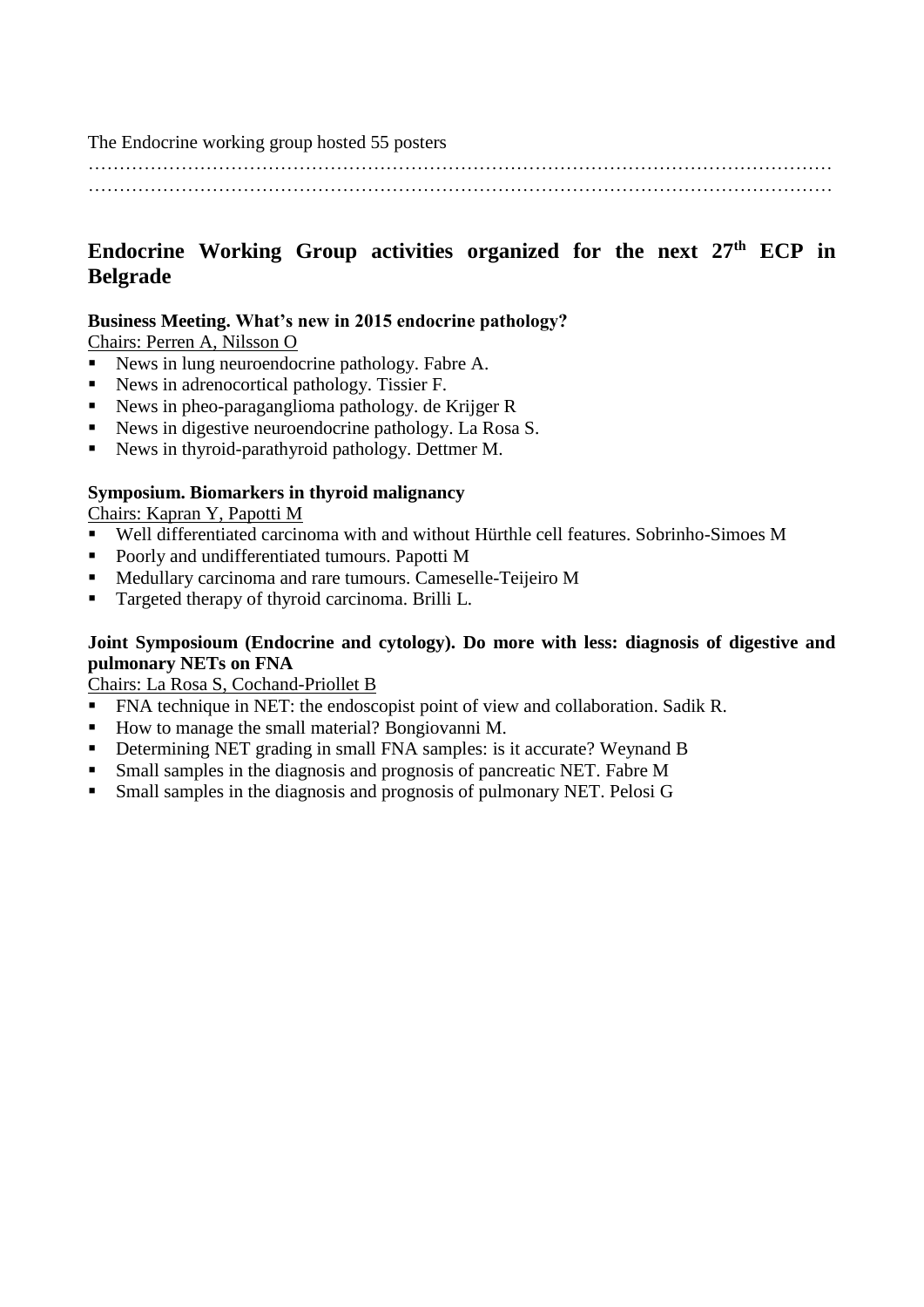The Endocrine working group hosted 55 posters

…………………………………………………………………………………………………………
…………………………………………………………………………………………………………

## Endocrine Working Group activities organized for the next 27th ECP in Belgrade

**Business Meeting. What's new in 2015 endocrine pathology?**

Chairs: Perren A, Nilsson O

- News in lung neuroendocrine pathology. Fabre A.
- News in adrenocortical pathology. Tissier F.
- News in pheo-paraganglioma pathology. de Krijger R
- News in digestive neuroendocrine pathology. La Rosa S.
- News in thyroid-parathyroid pathology. Dettmer M.

**Symposium. Biomarkers in thyroid malignancy**

Chairs: Kapran Y, Papotti M

- Well differentiated carcinoma with and without Hürthle cell features. Sobrinho-Simoes M
- Poorly and undifferentiated tumours. Papotti M
- Medullary carcinoma and rare tumours. Cameselle-Teijeiro M
- Targeted therapy of thyroid carcinoma. Brilli L.

**Joint Symposioum (Endocrine and cytology). Do more with less: diagnosis of digestive and pulmonary NETs on FNA**

Chairs: La Rosa S, Cochand-Priollet B

- FNA technique in NET: the endoscopist point of view and collaboration. Sadik R.
- How to manage the small material? Bongiovanni M.
- Determining NET grading in small FNA samples: is it accurate? Weynand B
- Small samples in the diagnosis and prognosis of pancreatic NET. Fabre M
- Small samples in the diagnosis and prognosis of pulmonary NET. Pelosi G